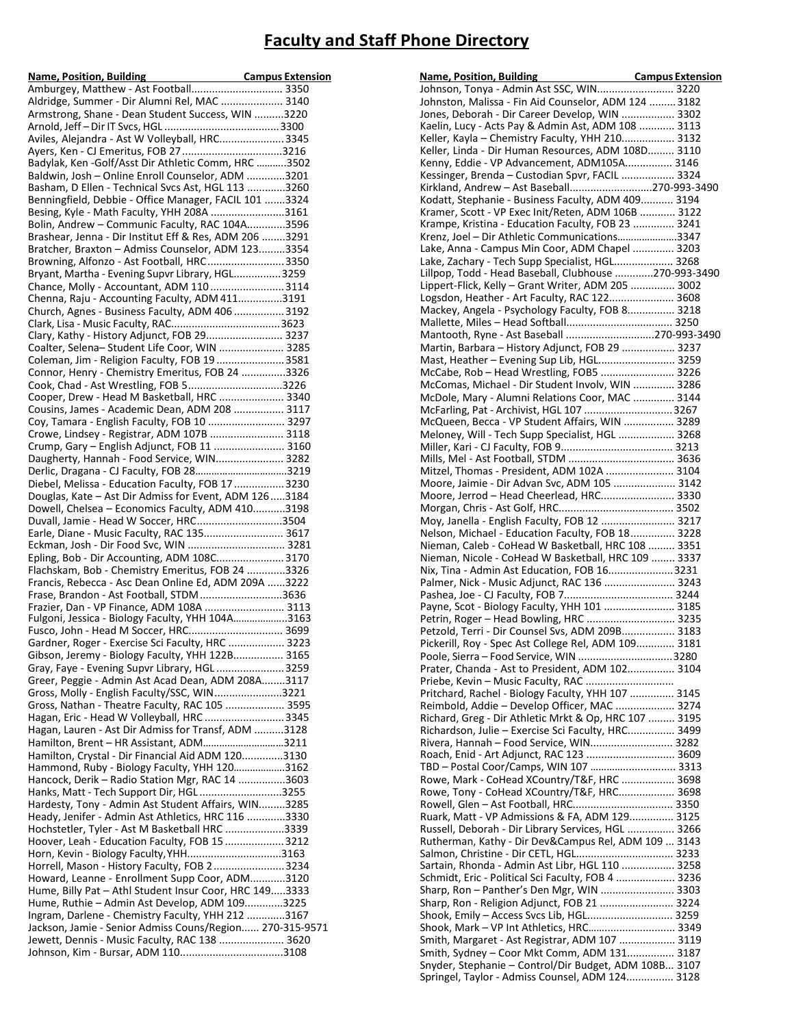# Faculty and Staff Phone Directory

| Name, Position, Building | Campus Extension |
|---|---|
| Amburgey, Matthew - Ast Football | 3350 |
| Aldridge, Summer - Dir Alumni Rel, MAC | 3140 |
| Armstrong, Shane - Dean Student Success, WIN | 3220 |
| Arnold, Jeff – Dir IT Svcs, HGL | 3300 |
| Aviles, Alejandra - Ast W Volleyball, HRC | 3345 |
| Ayers, Ken - CJ Emeritus, FOB 27 | 3216 |
| Badylak, Ken -Golf/Asst Dir Athletic Comm, HRC | 3502 |
| Baldwin, Josh – Online Enroll Counselor, ADM | 3201 |
| Basham, D Ellen - Technical Svcs Ast, HGL 113 | 3260 |
| Benningfield, Debbie - Office Manager, FACIL 101 | 3324 |
| Besing, Kyle - Math Faculty, YHH 208A | 3161 |
| Bolin, Andrew – Communic Faculty, RAC 104A | 3596 |
| Brashear, Jenna - Dir Institut Eff & Res, ADM 206 | 3291 |
| Bratcher, Braxton – Admiss Counselor, ADM 123 | 3354 |
| Browning, Alfonzo - Ast Football, HRC | 3350 |
| Bryant, Martha - Evening Supvr Library, HGL | 3259 |
| Chance, Molly - Accountant, ADM 110 | 3114 |
| Chenna, Raju - Accounting Faculty, ADM 411 | 3191 |
| Church, Agnes - Business Faculty, ADM 406 | 3192 |
| Clark, Lisa - Music Faculty, RAC | 3623 |
| Clary, Kathy - History Adjunct, FOB 29 | 3237 |
| Coalter, Selena– Student Life Coor, WIN | 3285 |
| Coleman, Jim - Religion Faculty, FOB 19 | 3581 |
| Connor, Henry - Chemistry Emeritus, FOB 24 | 3326 |
| Cook, Chad - Ast Wrestling, FOB 5 | 3226 |
| Cooper, Drew - Head M Basketball, HRC | 3340 |
| Cousins, James - Academic Dean, ADM 208 | 3117 |
| Coy, Tamara - English Faculty, FOB 10 | 3297 |
| Crowe, Lindsey - Registrar, ADM 107B | 3118 |
| Crump, Gary – English Adjunct, FOB 11 | 3160 |
| Daugherty, Hannah - Food Service, WIN | 3282 |
| Derlic, Dragana - CJ Faculty, FOB 28 | 3219 |
| Diebel, Melissa - Education Faculty, FOB 17 | 3230 |
| Douglas, Kate – Ast Dir Admiss for Event, ADM 126 | 3184 |
| Dowell, Chelsea – Economics Faculty, ADM 410 | 3198 |
| Duvall, Jamie - Head W Soccer, HRC | 3504 |
| Earle, Diane - Music Faculty, RAC 135 | 3617 |
| Eckman, Josh - Dir Food Svc, WIN | 3281 |
| Epling, Bob - Dir Accounting, ADM 108C | 3170 |
| Flachskam, Bob - Chemistry Emeritus, FOB 24 | 3326 |
| Francis, Rebecca - Asc Dean Online Ed, ADM 209A | 3222 |
| Frase, Brandon - Ast Football, STDM | 3636 |
| Frazier, Dan - VP Finance, ADM 108A | 3113 |
| Fulgoni, Jessica - Biology Faculty, YHH 104A | 3163 |
| Fusco, John - Head M Soccer, HRC | 3699 |
| Gardner, Roger - Exercise Sci Faculty, HRC | 3223 |
| Gibson, Jeremy - Biology Faculty, YHH 122B | 3165 |
| Gray, Faye - Evening Supvr Library, HGL | 3259 |
| Greer, Peggie - Admin Ast Acad Dean, ADM 208A | 3117 |
| Gross, Molly - English Faculty/SSC, WIN | 3221 |
| Gross, Nathan - Theatre Faculty, RAC 105 | 3595 |
| Hagan, Eric - Head W Volleyball, HRC | 3345 |
| Hagan, Lauren - Ast Dir Admiss for Transf, ADM | 3128 |
| Hamilton, Brent – HR Assistant, ADM | 3211 |
| Hamilton, Crystal - Dir Financial Aid ADM 120 | 3130 |
| Hammond, Ruby - Biology Faculty, YHH 120 | 3162 |
| Hancock, Derik – Radio Station Mgr, RAC 14 | 3603 |
| Hanks, Matt - Tech Support Dir, HGL | 3255 |
| Hardesty, Tony - Admin Ast Student Affairs, WIN | 3285 |
| Heady, Jenifer - Admin Ast Athletics, HRC 116 | 3330 |
| Hochstetler, Tyler - Ast M Basketball HRC | 3339 |
| Hoover, Leah - Education Faculty, FOB 15 | 3212 |
| Horn, Kevin - Biology Faculty, YHH | 3163 |
| Horrell, Mason - History Faculty, FOB 2 | 3234 |
| Howard, Leanne - Enrollment Supp Coor, ADM | 3120 |
| Hume, Billy Pat – Athl Student Insur Coor, HRC 149 | 3333 |
| Hume, Ruthie – Admin Ast Develop, ADM 109 | 3225 |
| Ingram, Darlene - Chemistry Faculty, YHH 212 | 3167 |
| Jackson, Jamie - Senior Admiss Couns/Region | 270-315-9571 |
| Jewett, Dennis - Music Faculty, RAC 138 | 3620 |
| Johnson, Kim - Bursar, ADM 110 | 3108 |
| Johnson, Tonya - Admin Ast SSC, WIN | 3220 |
| Johnston, Malissa - Fin Aid Counselor, ADM 124 | 3182 |
| Jones, Deborah - Dir Career Develop, WIN | 3302 |
| Kaelin, Lucy - Acts Pay & Admin Ast, ADM 108 | 3113 |
| Keller, Kayla – Chemistry Faculty, YHH 210 | 3132 |
| Keller, Linda - Dir Human Resources, ADM 108D | 3110 |
| Kenny, Eddie - VP Advancement, ADM105A | 3146 |
| Kessinger, Brenda – Custodian Spvr, FACIL | 3324 |
| Kirkland, Andrew – Ast Baseball | 270-993-3490 |
| Kodatt, Stephanie - Business Faculty, ADM 409 | 3194 |
| Kramer, Scott - VP Exec Init/Reten, ADM 106B | 3122 |
| Krampe, Kristina - Education Faculty, FOB 23 | 3241 |
| Krenz, Joel – Dir Athletic Communications | 3347 |
| Lake, Anna - Campus Min Coor, ADM Chapel | 3203 |
| Lake, Zachary - Tech Supp Specialist, HGL | 3268 |
| Lillpop, Todd - Head Baseball, Clubhouse | 270-993-3490 |
| Lippert-Flick, Kelly – Grant Writer, ADM 205 | 3002 |
| Logsdon, Heather - Art Faculty, RAC 122 | 3608 |
| Mackey, Angela - Psychology Faculty, FOB 8 | 3218 |
| Mallette, Miles – Head Softball | 3250 |
| Mantooth, Ryne - Ast Baseball | 270-993-3490 |
| Martin, Barbara – History Adjunct, FOB 29 | 3237 |
| Mast, Heather – Evening Sup Lib, HGL | 3259 |
| McCabe, Rob – Head Wrestling, FOB5 | 3226 |
| McComas, Michael - Dir Student Involv, WIN | 3286 |
| McDole, Mary - Alumni Relations Coor, MAC | 3144 |
| McFarling, Pat - Archivist, HGL 107 | 3267 |
| McQueen, Becca - VP Student Affairs, WIN | 3289 |
| Meloney, Will - Tech Supp Specialist, HGL | 3268 |
| Miller, Kari - CJ Faculty, FOB 9 | 3213 |
| Mills, Mel - Ast Football, STDM | 3636 |
| Mitzel, Thomas - President, ADM 102A | 3104 |
| Moore, Jaimie - Dir Advan Svc, ADM 105 | 3142 |
| Moore, Jerrod – Head Cheerlead, HRC | 3330 |
| Morgan, Chris - Ast Golf, HRC | 3502 |
| Moy, Janella - English Faculty, FOB 12 | 3217 |
| Nelson, Michael - Education Faculty, FOB 18 | 3228 |
| Nieman, Caleb - CoHead W Basketball, HRC 108 | 3351 |
| Nieman, Nicole - CoHead W Basketball, HRC 109 | 3337 |
| Nix, Tina - Admin Ast Education, FOB 16 | 3231 |
| Palmer, Nick - Music Adjunct, RAC 136 | 3243 |
| Pashea, Joe - CJ Faculty, FOB 7 | 3244 |
| Payne, Scot - Biology Faculty, YHH 101 | 3185 |
| Petrin, Roger – Head Bowling, HRC | 3235 |
| Petzold, Terri - Dir Counsel Svs, ADM 209B | 3183 |
| Pickerill, Roy - Spec Ast College Rel, ADM 109 | 3181 |
| Poole, Sierra – Food Service, WIN | 3280 |
| Prater, Chanda - Ast to President, ADM 102 | 3104 |
| Priebe, Kevin – Music Faculty, RAC | |
| Pritchard, Rachel - Biology Faculty, YHH 107 | 3145 |
| Reimbold, Addie – Develop Officer, MAC | 3274 |
| Richard, Greg - Dir Athletic Mrkt & Op, HRC 107 | 3195 |
| Richardson, Julie – Exercise Sci Faculty, HRC | 3499 |
| Rivera, Hannah – Food Service, WIN | 3282 |
| Roach, Enid - Art Adjunct, RAC 123 | 3609 |
| TBD – Postal Coor/Camps, WIN 107 | 3313 |
| Rowe, Mark - CoHead XCountry/T&F, HRC | 3698 |
| Rowe, Tony - CoHead XCountry/T&F, HRC | 3698 |
| Rowell, Glen – Ast Football, HRC | 3350 |
| Ruark, Matt - VP Admissions & FA, ADM 129 | 3125 |
| Russell, Deborah - Dir Library Services, HGL | 3266 |
| Rutherman, Kathy - Dir Dev&Campus Rel, ADM 109 | 3143 |
| Salmon, Christine - Dir CETL, HGL | 3233 |
| Sartain, Rhonda - Admin Ast Libr, HGL 110 | 3258 |
| Schmidt, Eric - Political Sci Faculty, FOB 4 | 3236 |
| Sharp, Ron – Panther's Den Mgr, WIN | 3303 |
| Sharp, Ron - Religion Adjunct, FOB 21 | 3224 |
| Shook, Emily – Access Svcs Lib, HGL | 3259 |
| Shook, Mark – VP Int Athletics, HRC | 3349 |
| Smith, Margaret - Ast Registrar, ADM 107 | 3119 |
| Smith, Sydney – Coor Mkt Comm, ADM 131 | 3187 |
| Snyder, Stephanie – Control/Dir Budget, ADM 108B | 3107 |
| Springel, Taylor - Admiss Counsel, ADM 124 | 3128 |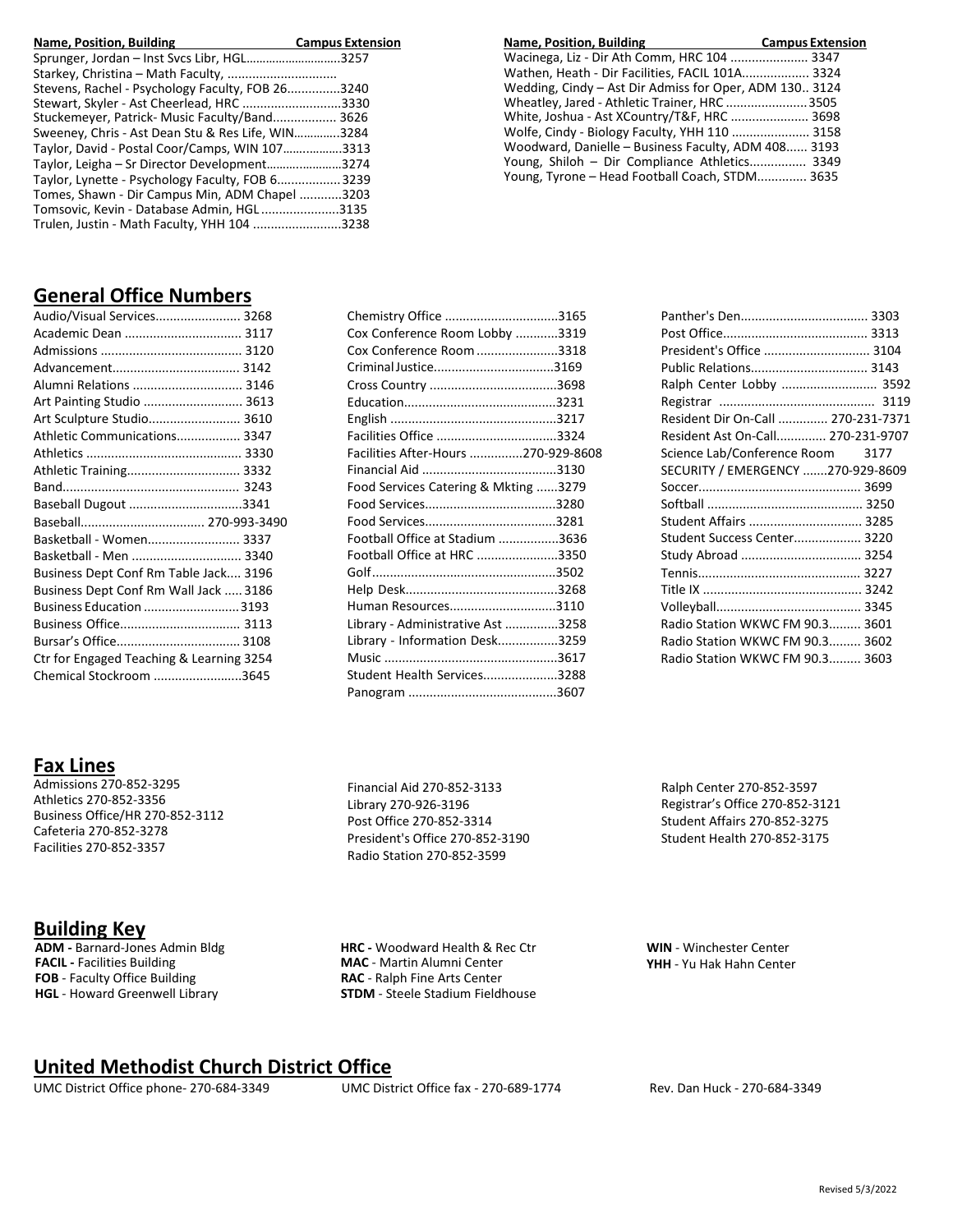| Name, Position, Building | Campus Extension |
|---|---|
| Sprunger, Jordan – Inst Svcs Libr, HGL | 3257 |
| Starkey, Christina – Math Faculty, | |
| Stevens, Rachel - Psychology Faculty, FOB 26 | 3240 |
| Stewart, Skyler - Ast Cheerlead, HRC | 3330 |
| Stuckemeyer, Patrick- Music Faculty/Band | 3626 |
| Sweeney, Chris - Ast Dean Stu & Res Life, WIN | 3284 |
| Taylor, David - Postal Coor/Camps, WIN 107 | 3313 |
| Taylor, Leigha – Sr Director Development | 3274 |
| Taylor, Lynette - Psychology Faculty, FOB 6 | 3239 |
| Tomes, Shawn - Dir Campus Min, ADM Chapel | 3203 |
| Tomsovic, Kevin - Database Admin, HGL | 3135 |
| Trulen, Justin - Math Faculty, YHH 104 | 3238 |

| Name, Position, Building | Campus Extension |
|---|---|
| Wacinega, Liz - Dir Ath Comm, HRC 104 | 3347 |
| Wathen, Heath - Dir Facilities, FACIL 101A | 3324 |
| Wedding, Cindy – Ast Dir Admiss for Oper, ADM 130 | 3124 |
| Wheatley, Jared - Athletic Trainer, HRC | 3505 |
| White, Joshua - Ast XCountry/T&F, HRC | 3698 |
| Wolfe, Cindy - Biology Faculty, YHH 110 | 3158 |
| Woodward, Danielle – Business Faculty, ADM 408 | 3193 |
| Young, Shiloh – Dir Compliance Athletics | 3349 |
| Young, Tyrone – Head Football Coach, STDM | 3635 |

## General Office Numbers

Audio/Visual Services........................ 3268
Academic Dean ................................. 3117
Admissions ........................................ 3120
Advancement.................................... 3142
Alumni Relations ............................... 3146
Art Painting Studio ............................ 3613
Art Sculpture Studio.......................... 3610
Athletic Communications.................. 3347
Athletics ............................................ 3330
Athletic Training................................ 3332
Band.................................................. 3243
Baseball Dugout ................................3341
Baseball.................................. 270-993-3490
Basketball - Women.......................... 3337
Basketball - Men ............................... 3340
Business Dept Conf Rm Table Jack.... 3196
Business Dept Conf Rm Wall Jack ..... 3186
Business Education ...........................3193
Business Office.................................. 3113
Bursar's Office...................................3108
Ctr for Engaged Teaching & Learning 3254
Chemical Stockroom .........................3645

Chemistry Office ................................3165
Cox Conference Room Lobby ............3319
Cox Conference Room .......................3318
Criminal Justice.................................3169
Cross Country ....................................3698
Education...........................................3231
English ...............................................3217
Facilities Office ..................................3324
Facilities After-Hours ...............270-929-8608
Financial Aid ......................................3130
Food Services Catering & Mkting ......3279
Food Services.....................................3280
Food Services.....................................3281
Football Office at Stadium .................3636
Football Office at HRC .......................3350
Golf....................................................3502
Help Desk...........................................3268
Human Resources..............................3110
Library - Administrative Ast ...............3258
Library - Information Desk.................3259
Music .................................................3617
Student Health Services.....................3288
Panogram ..........................................3607

Panther's Den.................................... 3303
Post Office......................................... 3313
President's Office .............................. 3104
Public Relations................................. 3143
Ralph Center Lobby ........................... 3592
Registrar ............................................ 3119
Resident Dir On-Call .............. 270-231-7371
Resident Ast On-Call.............. 270-231-9707
Science Lab/Conference Room 3177
SECURITY / EMERGENCY .......270-929-8609
Soccer.............................................. 3699
Softball ............................................ 3250
Student Affairs ................................ 3285
Student Success Center.................... 3220
Study Abroad .................................. 3254
Tennis.............................................. 3227
Title IX ............................................. 3242
Volleyball......................................... 3345
Radio Station WKWC FM 90.3......... 3601
Radio Station WKWC FM 90.3......... 3602
Radio Station WKWC FM 90.3......... 3603

## Fax Lines

Admissions 270-852-3295
Athletics 270-852-3356
Business Office/HR 270-852-3112
Cafeteria 270-852-3278
Facilities 270-852-3357

Financial Aid 270-852-3133
Library 270-926-3196
Post Office 270-852-3314
President's Office 270-852-3190
Radio Station 270-852-3599

Ralph Center 270-852-3597
Registrar's Office 270-852-3121
Student Affairs 270-852-3275
Student Health 270-852-3175

## Building Key

**ADM -** Barnard-Jones Admin Bldg
**FACIL -** Facilities Building
**FOB** - Faculty Office Building
**HGL** - Howard Greenwell Library

**HRC -** Woodward Health & Rec Ctr
**MAC** - Martin Alumni Center
**RAC** - Ralph Fine Arts Center
**STDM** - Steele Stadium Fieldhouse

**WIN** - Winchester Center
**YHH** - Yu Hak Hahn Center

## United Methodist Church District Office

UMC District Office phone- 270-684-3349

UMC District Office fax - 270-689-1774

Rev. Dan Huck - 270-684-3349

Revised 5/3/2022